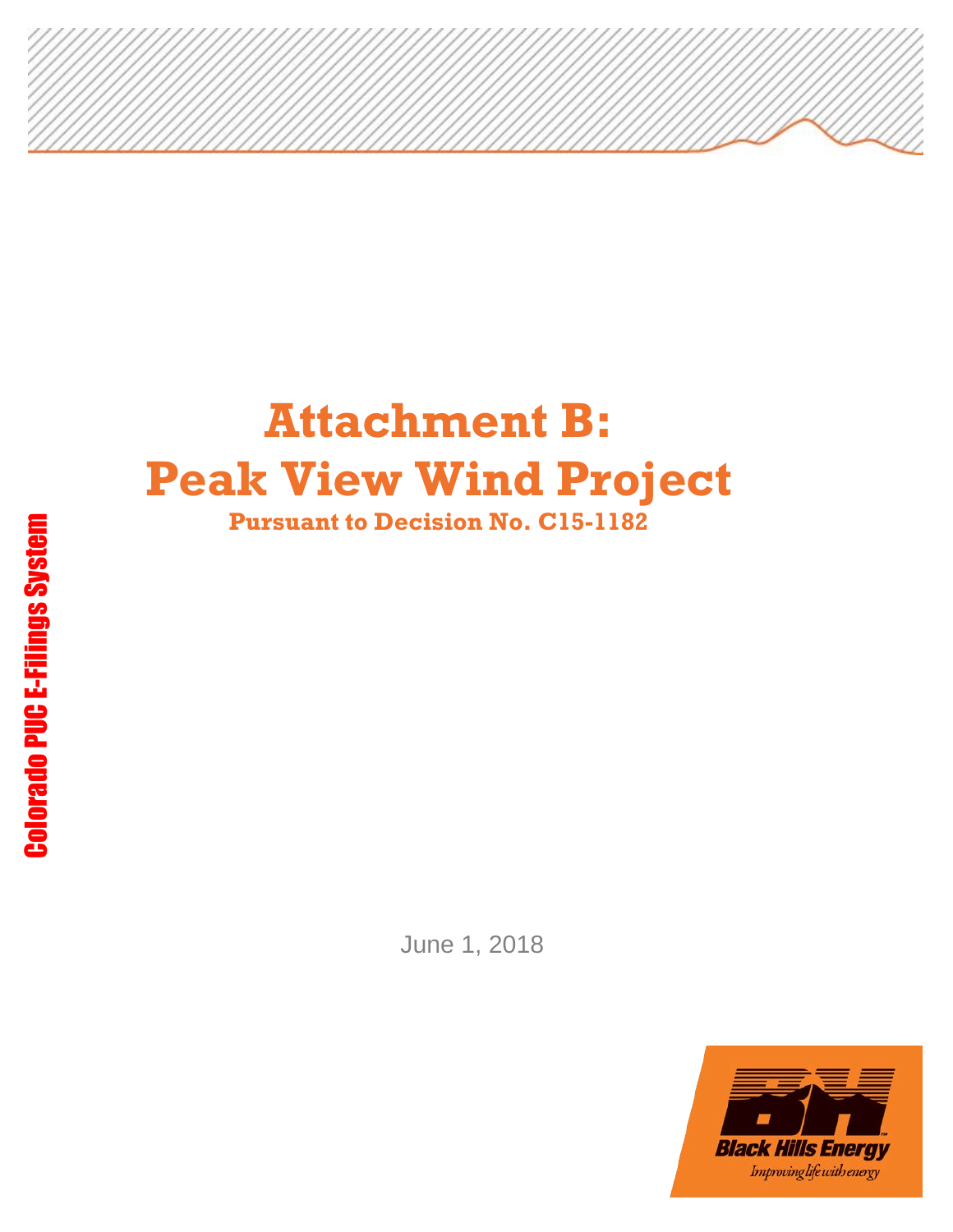# Attachment B:
# Peak View Wind Project

**Pursuant to Decision No. C15-1182**

June 1, 2018

Black Hills Energy

*Improving life with energy*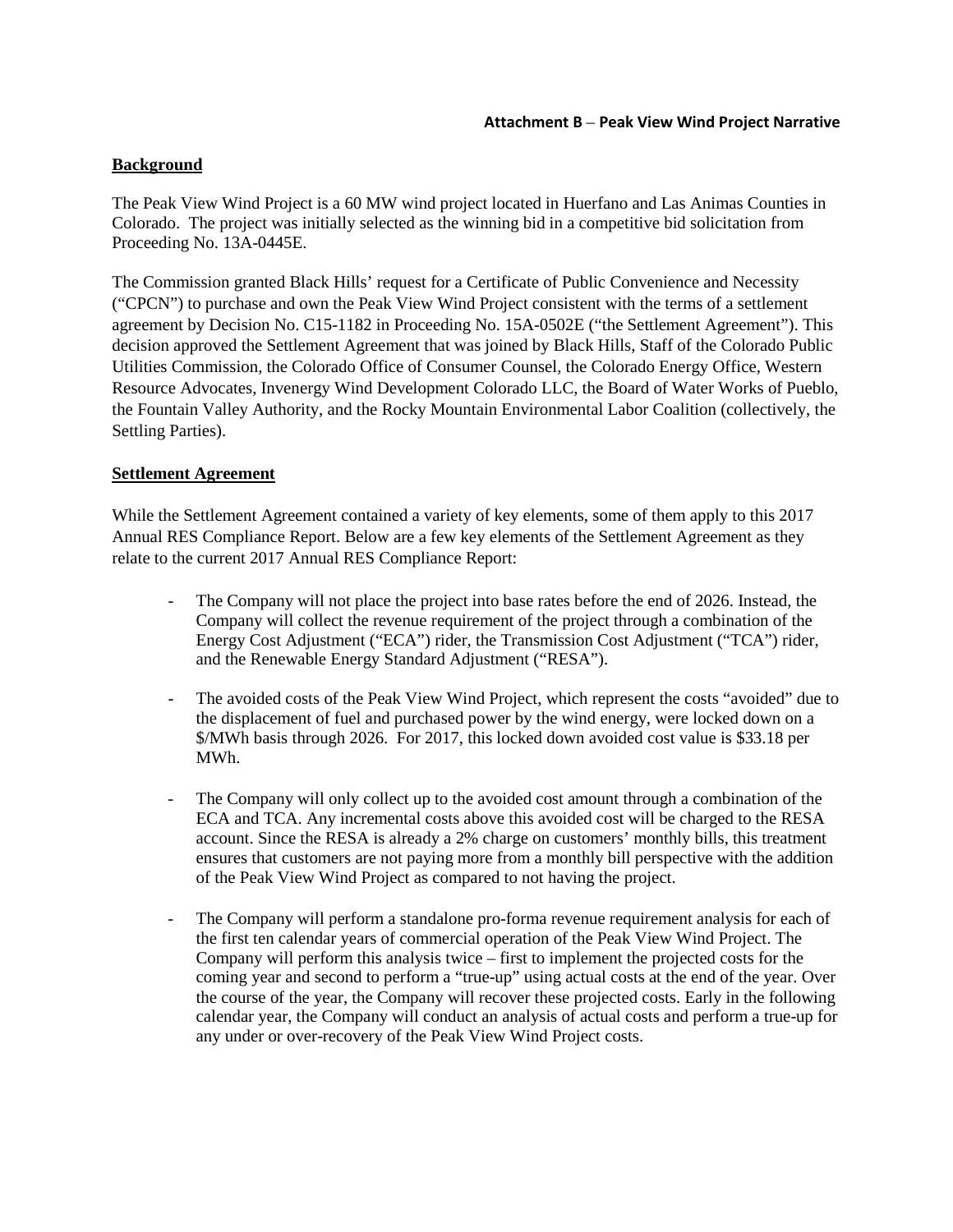**Attachment B – Peak View Wind Project Narrative**

## Background

The Peak View Wind Project is a 60 MW wind project located in Huerfano and Las Animas Counties in Colorado. The project was initially selected as the winning bid in a competitive bid solicitation from Proceeding No. 13A-0445E.

The Commission granted Black Hills' request for a Certificate of Public Convenience and Necessity ("CPCN") to purchase and own the Peak View Wind Project consistent with the terms of a settlement agreement by Decision No. C15-1182 in Proceeding No. 15A-0502E ("the Settlement Agreement"). This decision approved the Settlement Agreement that was joined by Black Hills, Staff of the Colorado Public Utilities Commission, the Colorado Office of Consumer Counsel, the Colorado Energy Office, Western Resource Advocates, Invenergy Wind Development Colorado LLC, the Board of Water Works of Pueblo, the Fountain Valley Authority, and the Rocky Mountain Environmental Labor Coalition (collectively, the Settling Parties).

## Settlement Agreement

While the Settlement Agreement contained a variety of key elements, some of them apply to this 2017 Annual RES Compliance Report. Below are a few key elements of the Settlement Agreement as they relate to the current 2017 Annual RES Compliance Report:

- The Company will not place the project into base rates before the end of 2026. Instead, the Company will collect the revenue requirement of the project through a combination of the Energy Cost Adjustment ("ECA") rider, the Transmission Cost Adjustment ("TCA") rider, and the Renewable Energy Standard Adjustment ("RESA").

- The avoided costs of the Peak View Wind Project, which represent the costs "avoided" due to the displacement of fuel and purchased power by the wind energy, were locked down on a $/MWh basis through 2026. For 2017, this locked down avoided cost value is $33.18 per MWh.

- The Company will only collect up to the avoided cost amount through a combination of the ECA and TCA. Any incremental costs above this avoided cost will be charged to the RESA account. Since the RESA is already a 2% charge on customers' monthly bills, this treatment ensures that customers are not paying more from a monthly bill perspective with the addition of the Peak View Wind Project as compared to not having the project.

- The Company will perform a standalone pro-forma revenue requirement analysis for each of the first ten calendar years of commercial operation of the Peak View Wind Project. The Company will perform this analysis twice – first to implement the projected costs for the coming year and second to perform a "true-up" using actual costs at the end of the year. Over the course of the year, the Company will recover these projected costs. Early in the following calendar year, the Company will conduct an analysis of actual costs and perform a true-up for any under or over-recovery of the Peak View Wind Project costs.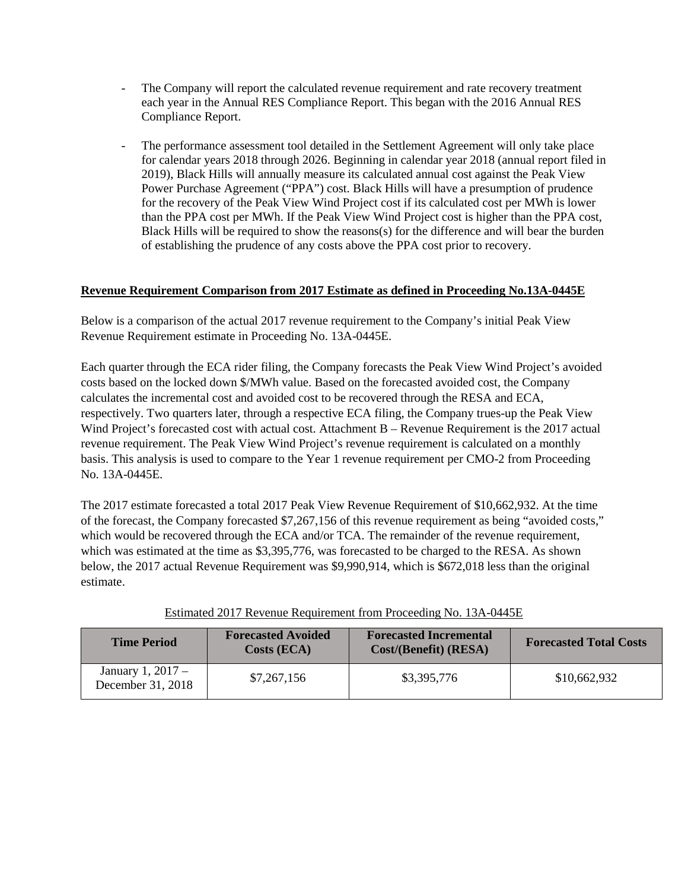- The Company will report the calculated revenue requirement and rate recovery treatment each year in the Annual RES Compliance Report. This began with the 2016 Annual RES Compliance Report.

- The performance assessment tool detailed in the Settlement Agreement will only take place for calendar years 2018 through 2026. Beginning in calendar year 2018 (annual report filed in 2019), Black Hills will annually measure its calculated annual cost against the Peak View Power Purchase Agreement ("PPA") cost. Black Hills will have a presumption of prudence for the recovery of the Peak View Wind Project cost if its calculated cost per MWh is lower than the PPA cost per MWh. If the Peak View Wind Project cost is higher than the PPA cost, Black Hills will be required to show the reasons(s) for the difference and will bear the burden of establishing the prudence of any costs above the PPA cost prior to recovery.

**Revenue Requirement Comparison from 2017 Estimate as defined in Proceeding No.13A-0445E**

Below is a comparison of the actual 2017 revenue requirement to the Company's initial Peak View Revenue Requirement estimate in Proceeding No. 13A-0445E.

Each quarter through the ECA rider filing, the Company forecasts the Peak View Wind Project's avoided costs based on the locked down $/MWh value. Based on the forecasted avoided cost, the Company calculates the incremental cost and avoided cost to be recovered through the RESA and ECA, respectively. Two quarters later, through a respective ECA filing, the Company trues-up the Peak View Wind Project's forecasted cost with actual cost. Attachment B – Revenue Requirement is the 2017 actual revenue requirement. The Peak View Wind Project's revenue requirement is calculated on a monthly basis. This analysis is used to compare to the Year 1 revenue requirement per CMO-2 from Proceeding No. 13A-0445E.

The 2017 estimate forecasted a total 2017 Peak View Revenue Requirement of $10,662,932. At the time of the forecast, the Company forecasted $7,267,156 of this revenue requirement as being "avoided costs," which would be recovered through the ECA and/or TCA. The remainder of the revenue requirement, which was estimated at the time as $3,395,776, was forecasted to be charged to the RESA. As shown below, the 2017 actual Revenue Requirement was $9,990,914, which is $672,018 less than the original estimate.

Estimated 2017 Revenue Requirement from Proceeding No. 13A-0445E

| Time Period | Forecasted Avoided Costs (ECA) | Forecasted Incremental Cost/(Benefit) (RESA) | Forecasted Total Costs |
|---|---|---|---|
| January 1, 2017 – December 31, 2018 | $7,267,156 | $3,395,776 | $10,662,932 |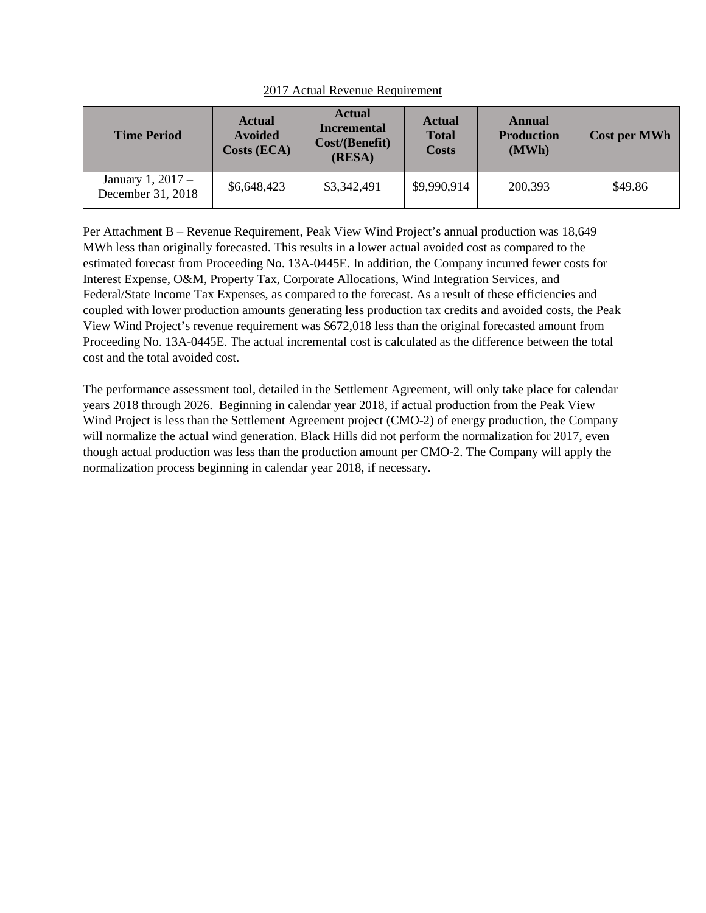2017 Actual Revenue Requirement

| Time Period | Actual Avoided Costs (ECA) | Actual Incremental Cost/(Benefit) (RESA) | Actual Total Costs | Annual Production (MWh) | Cost per MWh |
|---|---|---|---|---|---|
| January 1, 2017 – December 31, 2018 | $6,648,423 | $3,342,491 | $9,990,914 | 200,393 | $49.86 |

Per Attachment B – Revenue Requirement, Peak View Wind Project's annual production was 18,649 MWh less than originally forecasted. This results in a lower actual avoided cost as compared to the estimated forecast from Proceeding No. 13A-0445E. In addition, the Company incurred fewer costs for Interest Expense, O&M, Property Tax, Corporate Allocations, Wind Integration Services, and Federal/State Income Tax Expenses, as compared to the forecast. As a result of these efficiencies and coupled with lower production amounts generating less production tax credits and avoided costs, the Peak View Wind Project's revenue requirement was $672,018 less than the original forecasted amount from Proceeding No. 13A-0445E. The actual incremental cost is calculated as the difference between the total cost and the total avoided cost.

The performance assessment tool, detailed in the Settlement Agreement, will only take place for calendar years 2018 through 2026. Beginning in calendar year 2018, if actual production from the Peak View Wind Project is less than the Settlement Agreement project (CMO-2) of energy production, the Company will normalize the actual wind generation. Black Hills did not perform the normalization for 2017, even though actual production was less than the production amount per CMO-2. The Company will apply the normalization process beginning in calendar year 2018, if necessary.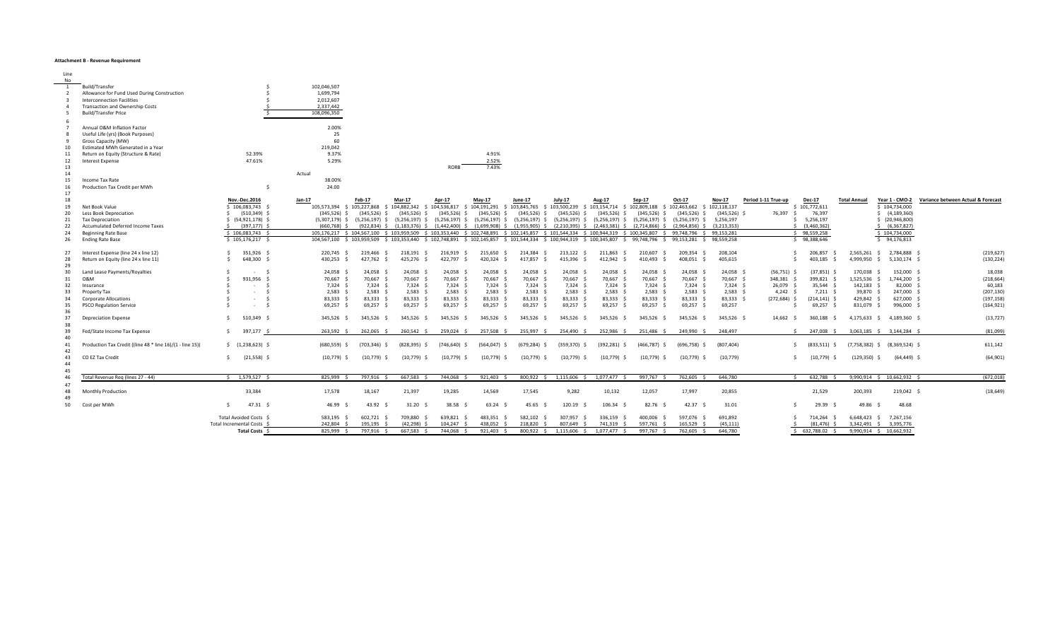**Attachment B - Revenue Requirement**

| Line No | | | | |
|---|---|---|---|---|
| 1 | Build/Transfer | | $ | 102,046,507 |
| 2 | Allowance for Fund Used During Construction | | $ | 1,699,794 |
| 3 | Interconnection Facilities | | $ | 2,012,607 |
| 4 | Transaction and Ownership Costs | | $ | 2,337,442 |
| 5 | Build/Transfer Price | | $ | 108,096,350 |
| 6 | | | | |
| 7 | Annual O&M Inflation Factor | | | 2.00% |
| 8 | Useful Life (yrs) (Book Purposes) | | | 25 |
| 9 | Gross Capacity (MW) | | | 60 |
| 10 | Estimated MWh Generated in a Year | | | 219,042 |
| 11 | Return on Equity (Structure & Rate) | 52.39% | | 9.37% | 4.91% |
| 12 | Interest Expense | 47.61% | | 5.29% | 2.52% |
| 13 | | | | RORB | 7.43% |
| 14 | | | | Actual | |
| 15 | Income Tax Rate | | | 38.00% | |
| 16 | Production Tax Credit per MWh | | $ | 24.00 | |

| Line No | | Nov.-Dec.2016 | Jan-17 | Feb-17 | Mar-17 | Apr-17 | May-17 | June-17 | July-17 | Aug-17 | Sep-17 | Oct-17 | Nov-17 | Period 1-11 True-up | Dec-17 | Total Annual | Year 1 - CMO-2 | Variance between Actual & Forecast |
|---|---|---|---|---|---|---|---|---|---|---|---|---|---|---|---|---|---|---|
| 19 | Net Book Value | $ 106,083,743 | 105,573,394 | 105,227,868 | 104,882,342 | 104,536,817 | 104,191,291 | 103,845,765 | 103,500,239 | 103,154,714 | 102,809,188 | 102,463,662 | 102,118,137 | | $ 101,772,611 | | $ 104,734,000 | |
| 20 | Less Book Depreciation | $ (510,349) | (345,526) | (345,526) | (345,526) | (345,526) | (345,526) | (345,526) | (345,526) | (345,526) | (345,526) | (345,526) | (345,526) | 76,397 | 76,397 | | $ (4,189,360) | |
| 21 | Tax Depreciation | $ (54,921,178) | (5,307,179) | (5,256,197) | (5,256,197) | (5,256,197) | (5,256,197) | (5,256,197) | (5,256,197) | (5,256,197) | (5,256,197) | (5,256,197) | 5,256,197 | | $ 5,256,197 | | $ (20,946,800) | |
| 22 | Accumulated Deferred Income Taxes | $ (397,177) | (660,768) | (922,834) | (1,183,376) | (1,442,400) | (1,699,908) | (1,955,905) | (2,210,395) | (2,463,381) | (2,714,866) | (2,964,856) | (3,213,353) | | $ (3,460,362) | | $ (6,367,827) | |
| 24 | Beginning Rate Base | $ 106,083,743 | 105,176,217 | 104,567,100 | 103,959,509 | 103,353,440 | 102,748,891 | 102,145,857 | 101,544,334 | 100,944,319 | 100,345,807 | 99,748,796 | 99,153,281 | | $ 98,559,258 | | $ 104,734,000 | |
| 26 | Ending Rate Base | $ 105,176,217 | 104,567,100 | 103,959,509 | 103,353,440 | 102,748,891 | 102,145,857 | 101,544,334 | 100,944,319 | 100,345,807 | 99,748,796 | 99,153,281 | 98,559,258 | | $ 98,388,646 | | $ 94,176,813 | |
| 27 | Interest Expense (line 24 x line 12) | $ 351,926 | 220,745 | 219,466 | 218,191 | 216,919 | 215,650 | 214,384 | 213,122 | 211,863 | 210,607 | 209,354 | 208,104 | | $ 206,857 | 2,565,261 | 2,784,888 | (219,627) |
| 28 | Return on Equity (line 24 x line 11) | $ 648,300 | 430,253 | 427,762 | 425,276 | 422,797 | 420,324 | 417,857 | 415,396 | 412,942 | 410,493 | 408,051 | 405,615 | | $ 403,185 | 4,999,950 | 5,130,174 | (130,224) |
| 30 | Land Lease Payments/Royalties | $ - | 24,058 | 24,058 | 24,058 | 24,058 | 24,058 | 24,058 | 24,058 | 24,058 | 24,058 | 24,058 | 24,058 | (56,751) | (37,851) | 170,038 | 152,000 | 18,038 |
| 31 | O&M | $ 931,956 | 70,667 | 70,667 | 70,667 | 70,667 | 70,667 | 70,667 | 70,667 | 70,667 | 70,667 | 70,667 | 70,667 | 348,381 | 399,821 | 1,525,536 | 1,744,200 | (218,664) |
| 32 | Insurance | $ - | 7,324 | 7,324 | 7,324 | 7,324 | 7,324 | 7,324 | 7,324 | 7,324 | 7,324 | 7,324 | 7,324 | 26,079 | 35,544 | 142,183 | 82,000 | 60,183 |
| 33 | Property Tax | $ - | 2,583 | 2,583 | 2,583 | 2,583 | 2,583 | 2,583 | 2,583 | 2,583 | 2,583 | 2,583 | 2,583 | 4,242 | 7,211 | 39,870 | 247,000 | (207,130) |
| 34 | Corporate Allocations | $ - | 83,333 | 83,333 | 83,333 | 83,333 | 83,333 | 83,333 | 83,333 | 83,333 | 83,333 | 83,333 | 83,333 | (272,684) | (214,141) | 429,842 | 627,000 | (197,158) |
| 35 | PSCO Regulation Service | $ - | 69,257 | 69,257 | 69,257 | 69,257 | 69,257 | 69,257 | 69,257 | 69,257 | 69,257 | 69,257 | 69,257 | | $ 69,257 | 831,079 | 996,000 | (164,921) |
| 37 | Depreciation Expense | $ 510,349 | 345,526 | 345,526 | 345,526 | 345,526 | 345,526 | 345,526 | 345,526 | 345,526 | 345,526 | 345,526 | 345,526 | 14,662 | 360,188 | 4,175,633 | 4,189,360 | (13,727) |
| 39 | Fed/State Income Tax Expense | $ 397,177 | 263,592 | 262,065 | 260,542 | 259,024 | 257,508 | 255,997 | 254,490 | 252,986 | 251,486 | 249,990 | 248,497 | | $ 247,008 | 3,063,185 | 3,144,284 | (81,099) |
| 41 | Production Tax Credit ((line 48 * line 16)/(1 - line 15)) | $ (1,238,623) | (680,559) | (703,346) | (828,395) | (746,640) | (564,047) | (679,284) | (359,370) | (392,281) | (466,787) | (696,758) | (807,404) | | $ (833,511) | (7,758,382) | (8,369,524) | 611,142 |
| 43 | CO EZ Tax Credit | $ (21,558) | (10,779) | (10,779) | (10,779) | (10,779) | (10,779) | (10,779) | (10,779) | (10,779) | (10,779) | (10,779) | (10,779) | | $ (10,779) | (129,350) | (64,449) | (64,901) |
| 46 | Total Revenue Req (lines 27 - 44) | $ 1,579,527 | 825,999 | 797,916 | 667,583 | 744,068 | 921,403 | 800,922 | 1,115,606 | 1,077,477 | 997,767 | 762,605 | 646,780 | | $ 632,788 | 9,990,914 | 10,662,932 | (672,018) |
| 48 | Monthly Production | 33,384 | 17,578 | 18,167 | 21,397 | 19,285 | 14,569 | 17,545 | 9,282 | 10,132 | 12,057 | 17,997 | 20,855 | | 21,529 | 200,393 | 219,042 | (18,649) |
| 50 | Cost per MWh | $ 47.31 | 46.99 | 43.92 | 31.20 | 38.58 | 63.24 | 45.65 | 120.19 | 106.34 | 82.76 | 42.37 | 31.01 | | $ 29.39 | 49.86 | 48.68 | |
| | Total Avoided Costs | $ | 583,195 | 602,721 | 709,880 | 639,821 | 483,351 | 582,102 | 307,957 | 336,159 | 400,006 | 597,076 | 691,892 | | $ 714,264 | 6,648,423 | 7,267,156 | |
| | Total Incremental Costs | $ | 242,804 | 195,195 | (42,298) | 104,247 | 438,052 | 218,820 | 807,649 | 741,319 | 597,761 | 165,529 | (45,111) | | $ (81,476) | 3,342,491 | 3,395,776 | |
| | Total Costs | $ | 825,999 | 797,916 | 667,583 | 744,068 | 921,403 | 800,922 | 1,115,606 | 1,077,477 | 997,767 | 762,605 | 646,780 | | $ 632,788.02 | 9,990,914 | 10,662,932 | |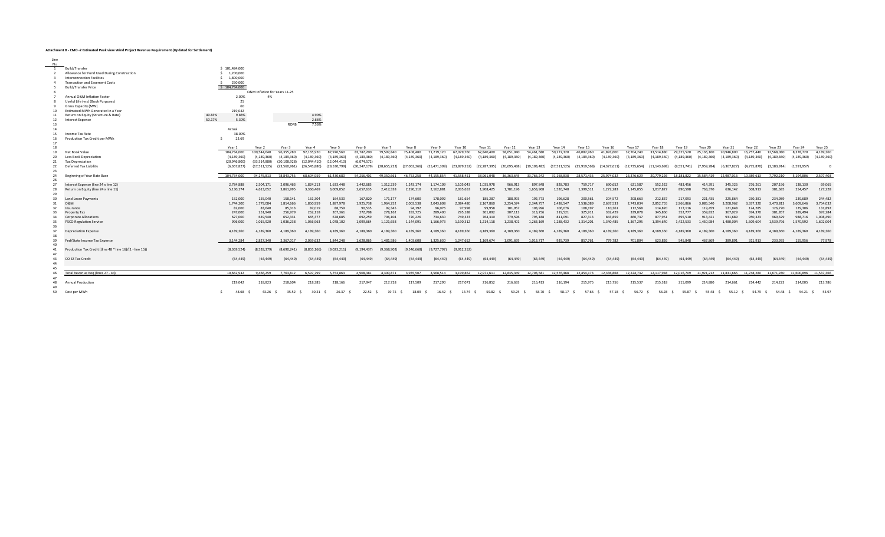**Attachment B - CMO -2 Estimated Peak view Wind Project Revenue Requirement (Updated for Settlement)**

| Line No | | | | | | |
|---|---|---|---|---|---|---|
| 1 | Build/Transfer | | $ 101,484,000 | | | |
| 2 | Allowance for Fund Used During Construction | | $ 1,200,000 | | | |
| 3 | Interconnection Facilities | | $ 1,800,000 | | | |
| 4 | Transaction and Easement Costs | | $ 250,000 | | | |
| 5 | Build/Transfer Price | | $ 104,734,000 | | | |
| 6 | | | | O&M Inflation for Years 11-25 | | |
| | | | | 4% | | |
| 7 | Annual O&M Inflation Factor | | 2.00% | | | |
| 8 | Useful Life (yrs) (Book Purposes) | | 25 | | | |
| 9 | Gross Capacity (MW) | | 60 | | | |
| 10 | Estimated MWh Generated in a Year | | 219,042 | | | |
| 11 | Return on Equity (Structure & Rate) | 49.83% | 9.83% | | | 4.90% |
| 12 | Interest Expense | 50.17% | 5.30% | | | 2.66% |
| 13 | | | | | RORB | 7.56% |
| 14 | | | Actual | | | |
| 15 | Income Tax Rate | | 38.00% | | | |
| 16 | Production Tax Credit per MWh | | $ 23.69 | | | |

| Line No | | Year 1 | Year 2 | Year 3 | Year 4 | Year 5 | Year 6 | Year 7 | Year 8 | Year 9 | Year 10 | Year 11 | Year 12 | Year 13 | Year 14 | Year 15 | Year 16 | Year 17 | Year 18 | Year 19 | Year 20 | Year 21 | Year 22 | Year 23 | Year 24 | Year 25 |
|---|---|---|---|---|---|---|---|---|---|---|---|---|---|---|---|---|---|---|---|---|---|---|---|---|---|---|
| 19 | Net Book Value | 104,734,000 | 100,544,640 | 96,355,280 | 92,165,920 | 87,976,560 | 83,787,200 | 79,597,840 | 75,408,480 | 71,219,120 | 67,029,760 | 62,840,400 | 58,651,040 | 54,461,680 | 50,272,320 | 46,082,960 | 41,893,600 | 37,704,240 | 33,514,880 | 29,325,520 | 25,136,160 | 20,946,800 | 16,757,440 | 12,568,080 | 8,378,720 | 4,189,360 |
| 20 | Less Book Depreciation | (4,189,360) | (4,189,360) | (4,189,360) | (4,189,360) | (4,189,360) | (4,189,360) | (4,189,360) | (4,189,360) | (4,189,360) | (4,189,360) | (4,189,360) | (4,189,360) | (4,189,360) | (4,189,360) | (4,189,360) | (4,189,360) | (4,189,360) | (4,189,360) | (4,189,360) | (4,189,360) | (4,189,360) | (4,189,360) | (4,189,360) | (4,189,360) | (4,189,360) |
| 21 | Tax Depreciation | (20,946,800) | (33,514,880) | (20,108,928) | (12,044,410) | (12,044,410) | (6,074,572) | | | | | | | | | | | | | | | | | | | |
| 22 | Deferred Tax Liability | (6,367,827) | (17,511,525) | (23,560,961) | (26,545,880) | (29,530,799) | (30,247,179) | (28,655,222) | (27,063,266) | (25,471,309) | (23,879,352) | (22,287,395) | (20,695,438) | (19,103,482) | (17,511,525) | (15,919,568) | (14,327,611) | (12,735,654) | (11,143,698) | (9,551,741) | (7,959,784) | (6,367,827) | (4,775,870) | (3,183,914) | (1,591,957) | 0 |
| 24 | Beginning of Year Rate Base | 104,734,000 | 94,176,813 | 78,843,755 | 68,604,959 | 61,430,680 | 54,256,401 | 49,350,661 | 46,753,258 | 44,155,854 | 41,558,451 | 38,961,048 | 36,363,645 | 33,766,242 | 31,168,838 | 28,571,435 | 25,974,032 | 23,376,629 | 20,779,226 | 18,181,822 | 15,584,419 | 12,987,016 | 10,389,613 | 7,792,210 | 5,194,806 | 2,597,403 |
| 27 | Interest Expense (line 24 x line 12) | 2,784,888 | 2,504,171 | 2,096,463 | 1,824,213 | 1,633,448 | 1,442,683 | 1,312,239 | 1,243,174 | 1,174,109 | 1,105,043 | 1,035,978 | 966,913 | 897,848 | 828,783 | 759,717 | 690,652 | 621,587 | 552,522 | 483,456 | 414,391 | 345,326 | 276,261 | 207,196 | 138,130 | 69,065 |
| 28 | Return on Equity (line 24 x line 11) | 5,130,174 | 4,613,052 | 3,861,995 | 3,360,469 | 3,009,052 | 2,657,635 | 2,417,338 | 2,290,110 | 2,162,881 | 2,035,653 | 1,908,425 | 1,781,196 | 1,653,968 | 1,526,740 | 1,399,511 | 1,272,283 | 1,145,055 | 1,017,827 | 890,598 | 763,370 | 636,142 | 508,913 | 381,685 | 254,457 | 127,228 |
| 30 | Land Lease Payments | 152,000 | 155,040 | 158,141 | 161,304 | 164,530 | 167,820 | 171,177 | 174,600 | 178,092 | 181,654 | 185,287 | 188,993 | 192,773 | 196,628 | 200,561 | 204,572 | 208,663 | 212,837 | 217,093 | 221,435 | 225,864 | 230,381 | 234,989 | 239,689 | 244,482 |
| 31 | O&M | 1,744,200 | 1,779,084 | 1,814,666 | 1,850,959 | 1,887,978 | 1,925,738 | 1,964,252 | 2,003,538 | 2,043,608 | 2,084,480 | 2,167,860 | 2,254,574 | 2,344,757 | 2,438,547 | 2,536,089 | 2,637,533 | 2,743,034 | 2,852,755 | 2,966,866 | 3,085,540 | 3,208,962 | 3,337,320 | 3,470,813 | 3,609,646 | 3,754,032 |
| 32 | Insurance | 82,000 | 83,640 | 85,313 | 87,019 | 88,759 | 90,535 | 92,345 | 94,192 | 96,076 | 97,998 | 99,958 | 101,957 | 103,996 | 106,076 | 108,197 | 110,361 | 112,568 | 114,820 | 117,116 | 119,459 | 121,848 | 124,285 | 126,770 | 129,306 | 131,892 |
| 33 | Property Tax | 247,000 | 251,940 | 256,979 | 262,118 | 267,361 | 272,708 | 278,162 | 283,725 | 289,400 | 295,188 | 301,092 | 307,113 | 313,256 | 319,521 | 325,911 | 332,429 | 339,078 | 345,860 | 352,777 | 359,832 | 367,029 | 374,370 | 381,857 | 389,494 | 397,284 |
| 34 | Corporate Allocations | 627,000 | 639,540 | 652,331 | 665,377 | 678,685 | 692,259 | 706,104 | 720,226 | 734,630 | 749,323 | 764,310 | 779,596 | 795,188 | 811,091 | 827,313 | 843,859 | 860,737 | 877,951 | 895,510 | 913,421 | 931,689 | 950,323 | 969,329 | 988,716 | 1,008,490 |
| 35 | PSCO Regulation Service | 996,000 | 1,015,920 | 1,036,238 | 1,056,963 | 1,078,102 | 1,099,664 | 1,121,658 | 1,144,091 | 1,166,973 | 1,190,312 | 1,214,118 | 1,238,401 | 1,263,169 | 1,288,432 | 1,314,201 | 1,340,485 | 1,367,295 | 1,394,640 | 1,422,533 | 1,450,984 | 1,480,004 | 1,509,604 | 1,539,796 | 1,570,592 | 1,602,004 |
| 37 | Depreciation Expense | 4,189,360 | 4,189,360 | 4,189,360 | 4,189,360 | 4,189,360 | 4,189,360 | 4,189,360 | 4,189,360 | 4,189,360 | 4,189,360 | 4,189,360 | 4,189,360 | 4,189,360 | 4,189,360 | 4,189,360 | 4,189,360 | 4,189,360 | 4,189,360 | 4,189,360 | 4,189,360 | 4,189,360 | 4,189,360 | 4,189,360 | 4,189,360 | 4,189,360 |
| 39 | Fed/State Income Tax Expense | 3,144,284 | 2,827,340 | 2,367,017 | 2,059,632 | 1,844,248 | 1,628,865 | 1,481,586 | 1,403,608 | 1,325,630 | 1,247,652 | 1,169,674 | 1,091,695 | 1,013,717 | 935,739 | 857,761 | 779,782 | 701,804 | 623,826 | 545,848 | 467,869 | 389,891 | 311,913 | 233,935 | 155,956 | 77,978 |
| 41 | Production Tax Credit ((line 48 * line 16)/(1 - line 15)) | (8,369,524) | (8,528,379) | (8,690,241) | (8,855,166) | (9,023,211) | (9,194,437) | (9,368,902) | (9,546,668) | (9,727,797) | (9,912,352) | | | | | | | | | | | | | | | |
| 43 | CO EZ Tax Credit | (64,449) | (64,449) | (64,449) | (64,449) | (64,449) | (64,449) | (64,449) | (64,449) | (64,449) | (64,449) | (64,449) | (64,449) | (64,449) | (64,449) | (64,449) | (64,449) | (64,449) | (64,449) | (64,449) | (64,449) | (64,449) | (64,449) | (64,449) | (64,449) | (64,449) |
| 46 | Total Revenue Req (lines 27 - 44) | 10,662,932 | 9,466,259 | 7,763,812 | 6,597,799 | 5,753,863 | 4,908,381 | 4,300,871 | 3,935,507 | 3,568,514 | 3,199,862 | 12,971,611 | 12,835,349 | 12,703,581 | 12,576,468 | 12,454,173 | 12,336,868 | 12,224,732 | 12,117,948 | 12,016,709 | 11,921,212 | 11,831,665 | 11,748,280 | 11,671,280 | 11,600,896 | 11,537,366 |
| 48 | Annual Production | 219,042 | 218,823 | 218,604 | 218,385 | 218,166 | 217,947 | 217,728 | 217,509 | 217,290 | 217,071 | 216,852 | 216,633 | 216,413 | 216,194 | 215,975 | 215,756 | 215,537 | 215,318 | 215,099 | 214,880 | 214,661 | 214,442 | 214,223 | 214,005 | 213,786 |
| 50 | Cost per MWh | $ 48.68 | $ 43.26 | $ 35.52 | $ 30.21 | $ 26.37 | $ 22.52 | $ 19.75 | $ 18.09 | $ 16.42 | $ 14.74 | $ 59.82 | $ 59.25 | $ 58.70 | $ 58.17 | $ 57.66 | $ 57.18 | $ 56.72 | $ 56.28 | $ 55.87 | $ 55.48 | $ 55.12 | $ 54.79 | $ 54.48 | $ 54.21 | $ 53.97 |